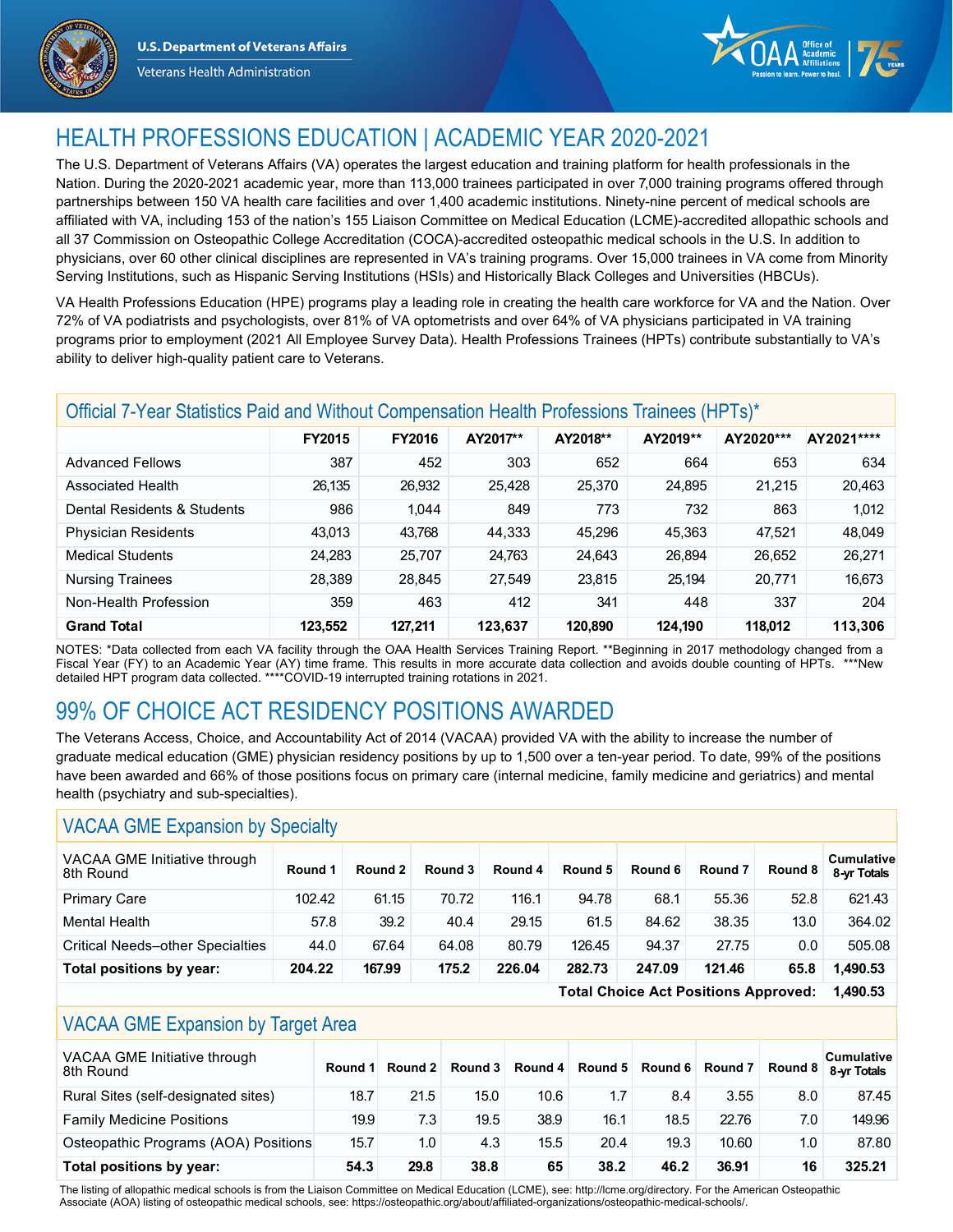U.S. Department of Veterans Affairs

Veterans Health Administration

OAA Office of Academic Affiliations — Passion to learn. Power to heal. 75 Years

# HEALTH PROFESSIONS EDUCATION | ACADEMIC YEAR 2020-2021

The U.S. Department of Veterans Affairs (VA) operates the largest education and training platform for health professionals in the Nation. During the 2020-2021 academic year, more than 113,000 trainees participated in over 7,000 training programs offered through partnerships between 150 VA health care facilities and over 1,400 academic institutions. Ninety-nine percent of medical schools are affiliated with VA, including 153 of the nation's 155 Liaison Committee on Medical Education (LCME)-accredited allopathic schools and all 37 Commission on Osteopathic College Accreditation (COCA)-accredited osteopathic medical schools in the U.S. In addition to physicians, over 60 other clinical disciplines are represented in VA's training programs. Over 15,000 trainees in VA come from Minority Serving Institutions, such as Hispanic Serving Institutions (HSIs) and Historically Black Colleges and Universities (HBCUs).

VA Health Professions Education (HPE) programs play a leading role in creating the health care workforce for VA and the Nation. Over 72% of VA podiatrists and psychologists, over 81% of VA optometrists and over 64% of VA physicians participated in VA training programs prior to employment (2021 All Employee Survey Data). Health Professions Trainees (HPTs) contribute substantially to VA's ability to deliver high-quality patient care to Veterans.

## Official 7-Year Statistics Paid and Without Compensation Health Professions Trainees (HPTs)*

| | FY2015 | FY2016 | AY2017** | AY2018** | AY2019** | AY2020*** | AY2021**** |
|---|---|---|---|---|---|---|---|
| Advanced Fellows | 387 | 452 | 303 | 652 | 664 | 653 | 634 |
| Associated Health | 26,135 | 26,932 | 25,428 | 25,370 | 24,895 | 21,215 | 20,463 |
| Dental Residents & Students | 986 | 1,044 | 849 | 773 | 732 | 863 | 1,012 |
| Physician Residents | 43,013 | 43,768 | 44,333 | 45,296 | 45,363 | 47,521 | 48,049 |
| Medical Students | 24,283 | 25,707 | 24,763 | 24,643 | 26,894 | 26,652 | 26,271 |
| Nursing Trainees | 28,389 | 28,845 | 27,549 | 23,815 | 25,194 | 20,771 | 16,673 |
| Non-Health Profession | 359 | 463 | 412 | 341 | 448 | 337 | 204 |
| **Grand Total** | **123,552** | **127,211** | **123,637** | **120,890** | **124,190** | **118,012** | **113,306** |

NOTES: *Data collected from each VA facility through the OAA Health Services Training Report. **Beginning in 2017 methodology changed from a Fiscal Year (FY) to an Academic Year (AY) time frame. This results in more accurate data collection and avoids double counting of HPTs. ***New detailed HPT program data collected. ****COVID-19 interrupted training rotations in 2021.

# 99% OF CHOICE ACT RESIDENCY POSITIONS AWARDED

The Veterans Access, Choice, and Accountability Act of 2014 (VACAA) provided VA with the ability to increase the number of graduate medical education (GME) physician residency positions by up to 1,500 over a ten-year period. To date, 99% of the positions have been awarded and 66% of those positions focus on primary care (internal medicine, family medicine and geriatrics) and mental health (psychiatry and sub-specialties).

## VACAA GME Expansion by Specialty

| VACAA GME Initiative through 8th Round | Round 1 | Round 2 | Round 3 | Round 4 | Round 5 | Round 6 | Round 7 | Round 8 | Cumulative 8-yr Totals |
|---|---|---|---|---|---|---|---|---|---|
| Primary Care | 102.42 | 61.15 | 70.72 | 116.1 | 94.78 | 68.1 | 55.36 | 52.8 | 621.43 |
| Mental Health | 57.8 | 39.2 | 40.4 | 29.15 | 61.5 | 84.62 | 38.35 | 13.0 | 364.02 |
| Critical Needs–other Specialties | 44.0 | 67.64 | 64.08 | 80.79 | 126.45 | 94.37 | 27.75 | 0.0 | 505.08 |
| **Total positions by year:** | **204.22** | **167.99** | **175.2** | **226.04** | **282.73** | **247.09** | **121.46** | **65.8** | **1,490.53** |
| | | | | | | | | **Total Choice Act Positions Approved:** | **1,490.53** |

## VACAA GME Expansion by Target Area

| VACAA GME Initiative through 8th Round | Round 1 | Round 2 | Round 3 | Round 4 | Round 5 | Round 6 | Round 7 | Round 8 | Cumulative 8-yr Totals |
|---|---|---|---|---|---|---|---|---|---|
| Rural Sites (self-designated sites) | 18.7 | 21.5 | 15.0 | 10.6 | 1.7 | 8.4 | 3.55 | 8.0 | 87.45 |
| Family Medicine Positions | 19.9 | 7.3 | 19.5 | 38.9 | 16.1 | 18.5 | 22.76 | 7.0 | 149.96 |
| Osteopathic Programs (AOA) Positions | 15.7 | 1.0 | 4.3 | 15.5 | 20.4 | 19.3 | 10.60 | 1.0 | 87.80 |
| **Total positions by year:** | **54.3** | **29.8** | **38.8** | **65** | **38.2** | **46.2** | **36.91** | **16** | **325.21** |

The listing of allopathic medical schools is from the Liaison Committee on Medical Education (LCME), see: http://lcme.org/directory. For the American Osteopathic Associate (AOA) listing of osteopathic medical schools, see: https://osteopathic.org/about/affiliated-organizations/osteopathic-medical-schools/.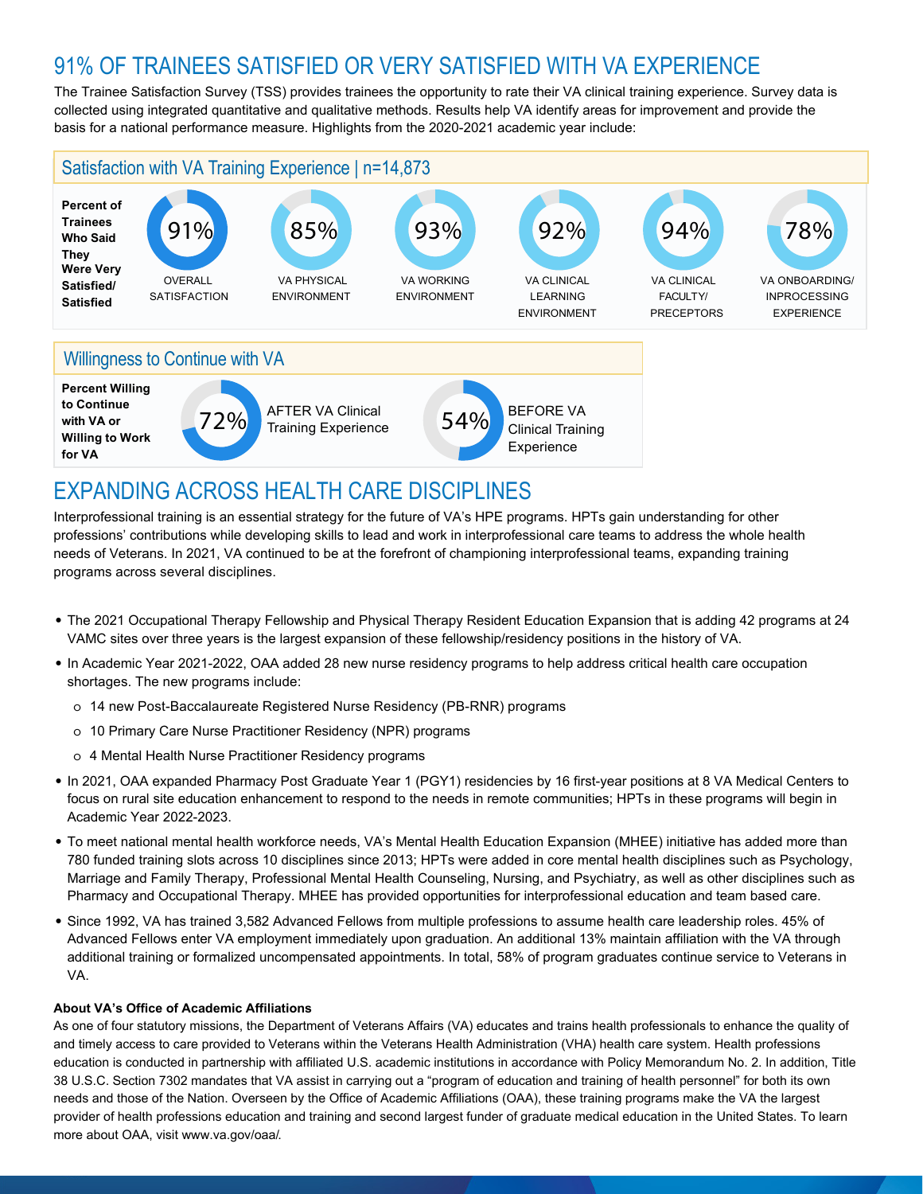# 91% OF TRAINEES SATISFIED OR VERY SATISFIED WITH VA EXPERIENCE

The Trainee Satisfaction Survey (TSS) provides trainees the opportunity to rate their VA clinical training experience. Survey data is collected using integrated quantitative and qualitative methods. Results help VA identify areas for improvement and provide the basis for a national performance measure. Highlights from the 2020-2021 academic year include:

## Satisfaction with VA Training Experience | n=14,873

**Percent of Trainees Who Said They Were Very Satisfied/ Satisfied**

91% OVERALL SATISFACTION

85% VA PHYSICAL ENVIRONMENT

93% VA WORKING ENVIRONMENT

92% VA CLINICAL LEARNING ENVIRONMENT

94% VA CLINICAL FACULTY/ PRECEPTORS

78% VA ONBOARDING/ INPROCESSING EXPERIENCE

## Willingness to Continue with VA

**Percent Willing to Continue with VA or Willing to Work for VA**

72% AFTER VA Clinical Training Experience

54% BEFORE VA Clinical Training Experience

# EXPANDING ACROSS HEALTH CARE DISCIPLINES

Interprofessional training is an essential strategy for the future of VA's HPE programs. HPTs gain understanding for other professions' contributions while developing skills to lead and work in interprofessional care teams to address the whole health needs of Veterans. In 2021, VA continued to be at the forefront of championing interprofessional teams, expanding training programs across several disciplines.

- The 2021 Occupational Therapy Fellowship and Physical Therapy Resident Education Expansion that is adding 42 programs at 24 VAMC sites over three years is the largest expansion of these fellowship/residency positions in the history of VA.
- In Academic Year 2021-2022, OAA added 28 new nurse residency programs to help address critical health care occupation shortages. The new programs include:
  - 14 new Post-Baccalaureate Registered Nurse Residency (PB-RNR) programs
  - 10 Primary Care Nurse Practitioner Residency (NPR) programs
  - 4 Mental Health Nurse Practitioner Residency programs
- In 2021, OAA expanded Pharmacy Post Graduate Year 1 (PGY1) residencies by 16 first-year positions at 8 VA Medical Centers to focus on rural site education enhancement to respond to the needs in remote communities; HPTs in these programs will begin in Academic Year 2022-2023.
- To meet national mental health workforce needs, VA's Mental Health Education Expansion (MHEE) initiative has added more than 780 funded training slots across 10 disciplines since 2013; HPTs were added in core mental health disciplines such as Psychology, Marriage and Family Therapy, Professional Mental Health Counseling, Nursing, and Psychiatry, as well as other disciplines such as Pharmacy and Occupational Therapy. MHEE has provided opportunities for interprofessional education and team based care.
- Since 1992, VA has trained 3,582 Advanced Fellows from multiple professions to assume health care leadership roles. 45% of Advanced Fellows enter VA employment immediately upon graduation. An additional 13% maintain affiliation with the VA through additional training or formalized uncompensated appointments. In total, 58% of program graduates continue service to Veterans in VA.

**About VA's Office of Academic Affiliations**

As one of four statutory missions, the Department of Veterans Affairs (VA) educates and trains health professionals to enhance the quality of and timely access to care provided to Veterans within the Veterans Health Administration (VHA) health care system. Health professions education is conducted in partnership with affiliated U.S. academic institutions in accordance with Policy Memorandum No. 2. In addition, Title 38 U.S.C. Section 7302 mandates that VA assist in carrying out a "program of education and training of health personnel" for both its own needs and those of the Nation. Overseen by the Office of Academic Affiliations (OAA), these training programs make the VA the largest provider of health professions education and training and second largest funder of graduate medical education in the United States. To learn more about OAA, visit www.va.gov/oaa/.